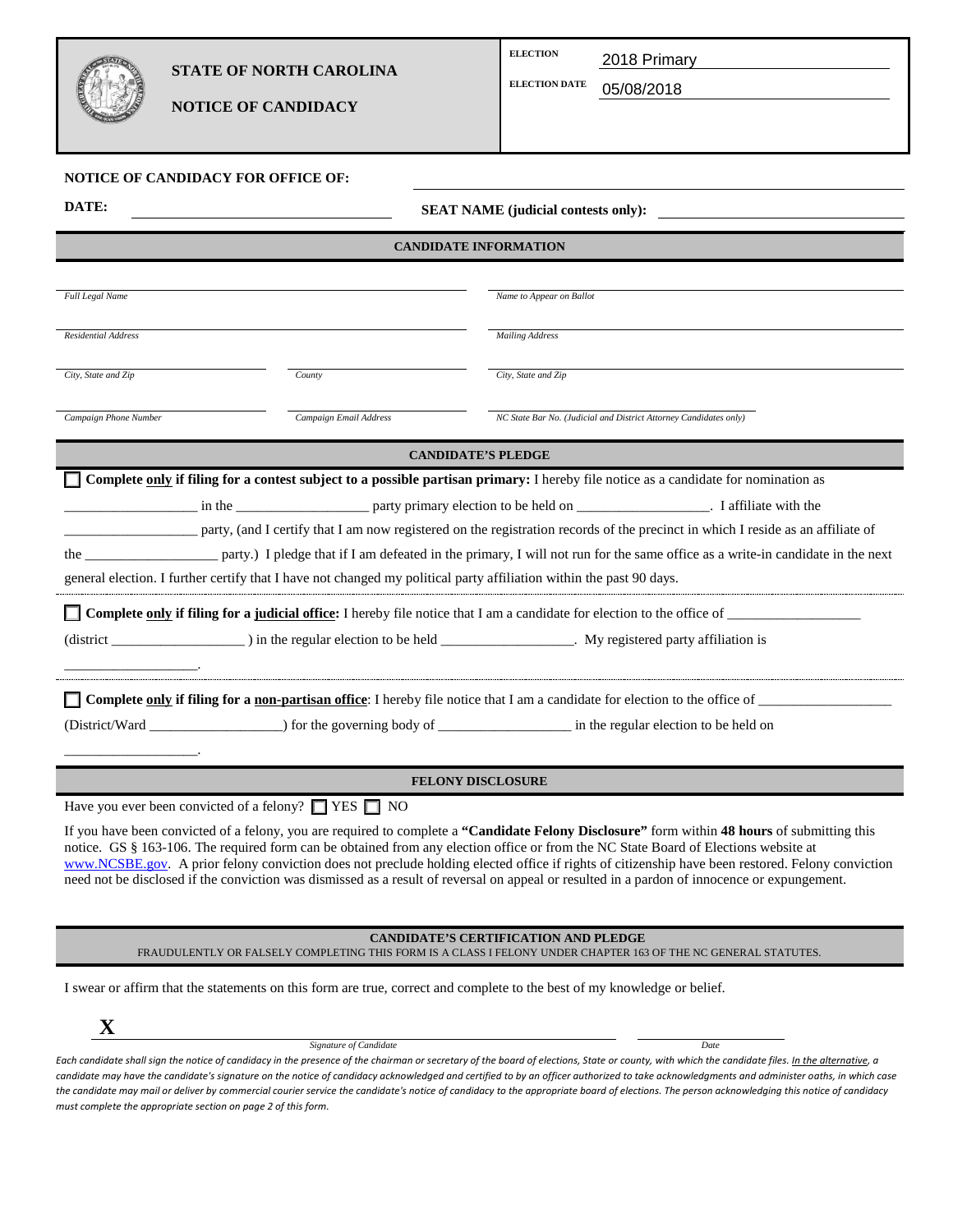# STATE OF NORTH CAROLINA

## NOTICE OF CANDIDACY

**ELECTION** 2018 Primary

**ELECTION DATE** 05/08/2018

**NOTICE OF CANDIDACY FOR OFFICE OF:** ____________________

**DATE:** ____________________ **SEAT NAME (judicial contests only):** ____________________

### CANDIDATE INFORMATION

| | |
|---|---|
| *Full Legal Name* | *Name to Appear on Ballot* |
| *Residential Address* | *Mailing Address* |
| *City, State and Zip* / *County* | *City, State and Zip* |
| *Campaign Phone Number* / *Campaign Email Address* | *NC State Bar No. (Judicial and District Attorney Candidates only)* |

### CANDIDATE'S PLEDGE

☐ **Complete only if filing for a contest subject to a possible partisan primary:** I hereby file notice as a candidate for nomination as __________________ in the __________________ party primary election to be held on __________________. I affiliate with the __________________ party, (and I certify that I am now registered on the registration records of the precinct in which I reside as an affiliate of the __________________ party.) I pledge that if I am defeated in the primary, I will not run for the same office as a write-in candidate in the next general election. I further certify that I have not changed my political party affiliation within the past 90 days.

☐ **Complete only if filing for a judicial office:** I hereby file notice that I am a candidate for election to the office of __________________ (district __________________ ) in the regular election to be held __________________. My registered party affiliation is __________________.

☐ **Complete only if filing for a non-partisan office**: I hereby file notice that I am a candidate for election to the office of __________________ (District/Ward __________________) for the governing body of __________________ in the regular election to be held on __________________.

### FELONY DISCLOSURE

Have you ever been convicted of a felony? ☐ YES ☐ NO

If you have been convicted of a felony, you are required to complete a **"Candidate Felony Disclosure"** form within **48 hours** of submitting this notice. GS § 163-106. The required form can be obtained from any election office or from the NC State Board of Elections website at www.NCSBE.gov. A prior felony conviction does not preclude holding elected office if rights of citizenship have been restored. Felony conviction need not be disclosed if the conviction was dismissed as a result of reversal on appeal or resulted in a pardon of innocence or expungement.

### CANDIDATE'S CERTIFICATION AND PLEDGE

FRAUDULENTLY OR FALSELY COMPLETING THIS FORM IS A CLASS I FELONY UNDER CHAPTER 163 OF THE NC GENERAL STATUTES.

I swear or affirm that the statements on this form are true, correct and complete to the best of my knowledge or belief.

**X** ______________________________________ ____________________

*Signature of Candidate* *Date*

*Each candidate shall sign the notice of candidacy in the presence of the chairman or secretary of the board of elections, State or county, with which the candidate files. In the alternative, a candidate may have the candidate's signature on the notice of candidacy acknowledged and certified to by an officer authorized to take acknowledgments and administer oaths, in which case the candidate may mail or deliver by commercial courier service the candidate's notice of candidacy to the appropriate board of elections. The person acknowledging this notice of candidacy must complete the appropriate section on page 2 of this form.*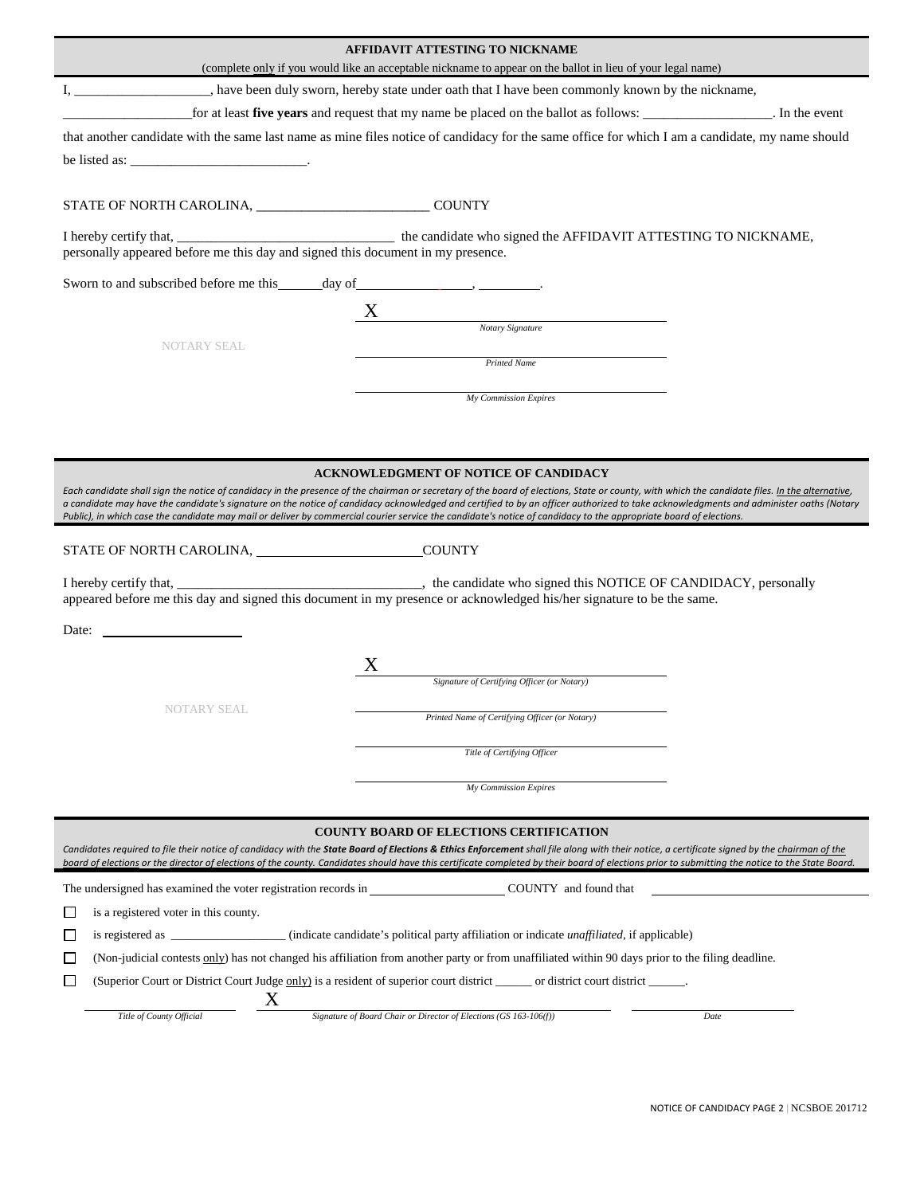## AFFIDAVIT ATTESTING TO NICKNAME

(complete only if you would like an acceptable nickname to appear on the ballot in lieu of your legal name)

I, ___________________, have been duly sworn, hereby state under oath that I have been commonly known by the nickname, __________________for at least **five years** and request that my name be placed on the ballot as follows: ___________________. In the event that another candidate with the same last name as mine files notice of candidacy for the same office for which I am a candidate, my name should be listed as: _________________________.

STATE OF NORTH CAROLINA, _________________________ COUNTY

I hereby certify that, _______________________________ the candidate who signed the AFFIDAVIT ATTESTING TO NICKNAME, personally appeared before me this day and signed this document in my presence.

Sworn to and subscribed before me this______day of_________________, _________.

NOTARY SEAL

X ________________________________________
*Notary Signature*

________________________________________
*Printed Name*

________________________________________
*My Commission Expires*

## ACKNOWLEDGMENT OF NOTICE OF CANDIDACY

*Each candidate shall sign the notice of candidacy in the presence of the chairman or secretary of the board of elections, State or county, with which the candidate files. In the alternative, a candidate may have the candidate's signature on the notice of candidacy acknowledged and certified to by an officer authorized to take acknowledgments and administer oaths (Notary Public), in which case the candidate may mail or deliver by commercial courier service the candidate's notice of candidacy to the appropriate board of elections.*

STATE OF NORTH CAROLINA, ________________________COUNTY

I hereby certify that, ___________________________________, the candidate who signed this NOTICE OF CANDIDACY, personally appeared before me this day and signed this document in my presence or acknowledged his/her signature to be the same.

Date: ____________________

NOTARY SEAL

X ________________________________________
*Signature of Certifying Officer (or Notary)*

________________________________________
*Printed Name of Certifying Officer (or Notary)*

________________________________________
*Title of Certifying Officer*

________________________________________
*My Commission Expires*

## COUNTY BOARD OF ELECTIONS CERTIFICATION

*Candidates required to file their notice of candidacy with the **State Board of Elections & Ethics Enforcement** shall file along with their notice, a certificate signed by the chairman of the board of elections or the director of elections of the county. Candidates should have this certificate completed by their board of elections prior to submitting the notice to the State Board.*

The undersigned has examined the voter registration records in ____________________ COUNTY and found that ______________________________

- ☐ is a registered voter in this county.
- ☐ is registered as __________________ (indicate candidate's political party affiliation or indicate *unaffiliated*, if applicable)
- ☐ (Non-judicial contests only) has not changed his affiliation from another party or from unaffiliated within 90 days prior to the filing deadline.
- ☐ (Superior Court or District Court Judge only) is a resident of superior court district ______ or district court district ______.

______________________ X ________________________________________ ______________________
*Title of County Official* | *Signature of Board Chair or Director of Elections (GS 163-106(f))* | *Date*